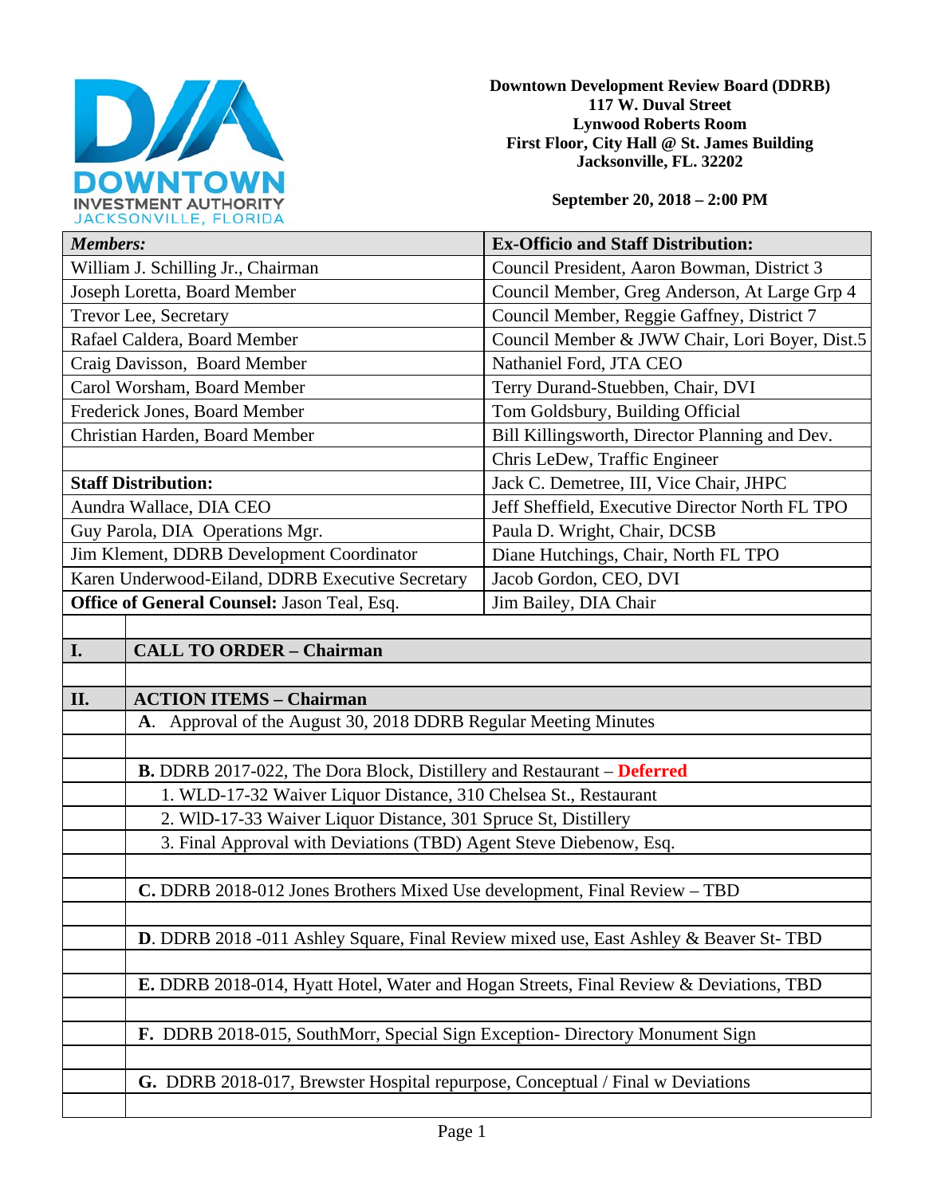**Downtown Development Review Board (DDRB)**
**117 W. Duval Street**
**Lynwood Roberts Room**
**First Floor, City Hall @ St. James Building**
**Jacksonville, FL. 32202**

**September 20, 2018 – 2:00 PM**

| ***Members:*** | **Ex-Officio and Staff Distribution:** |
|---|---|
| William J. Schilling Jr., Chairman | Council President, Aaron Bowman, District 3 |
| Joseph Loretta, Board Member | Council Member, Greg Anderson, At Large Grp 4 |
| Trevor Lee, Secretary | Council Member, Reggie Gaffney, District 7 |
| Rafael Caldera, Board Member | Council Member & JWW Chair, Lori Boyer, Dist.5 |
| Craig Davisson, Board Member | Nathaniel Ford, JTA CEO |
| Carol Worsham, Board Member | Terry Durand-Stuebben, Chair, DVI |
| Frederick Jones, Board Member | Tom Goldsbury, Building Official |
| Christian Harden, Board Member | Bill Killingsworth, Director Planning and Dev. |
| | Chris LeDew, Traffic Engineer |
| **Staff Distribution:** | Jack C. Demetree, III, Vice Chair, JHPC |
| Aundra Wallace, DIA CEO | Jeff Sheffield, Executive Director North FL TPO |
| Guy Parola, DIA Operations Mgr. | Paula D. Wright, Chair, DCSB |
| Jim Klement, DDRB Development Coordinator | Diane Hutchings, Chair, North FL TPO |
| Karen Underwood-Eiland, DDRB Executive Secretary | Jacob Gordon, CEO, DVI |
| **Office of General Counsel:** Jason Teal, Esq. | Jim Bailey, DIA Chair |

| | |
|---|---|
| **I.** | **CALL TO ORDER – Chairman** |
| | |
| **II.** | **ACTION ITEMS – Chairman** |
| | **A**. Approval of the August 30, 2018 DDRB Regular Meeting Minutes |
| | |
| | **B.** DDRB 2017-022, The Dora Block, Distillery and Restaurant – **Deferred** |
| | 1. WLD-17-32 Waiver Liquor Distance, 310 Chelsea St., Restaurant |
| | 2. WlD-17-33 Waiver Liquor Distance, 301 Spruce St, Distillery |
| | 3. Final Approval with Deviations (TBD) Agent Steve Diebenow, Esq. |
| | |
| | **C.** DDRB 2018-012 Jones Brothers Mixed Use development, Final Review – TBD |
| | |
| | **D**. DDRB 2018 -011 Ashley Square, Final Review mixed use, East Ashley & Beaver St- TBD |
| | |
| | **E.** DDRB 2018-014, Hyatt Hotel, Water and Hogan Streets, Final Review & Deviations, TBD |
| | |
| | **F.** DDRB 2018-015, SouthMorr, Special Sign Exception- Directory Monument Sign |
| | |
| | **G.** DDRB 2018-017, Brewster Hospital repurpose, Conceptual / Final w Deviations |
| | |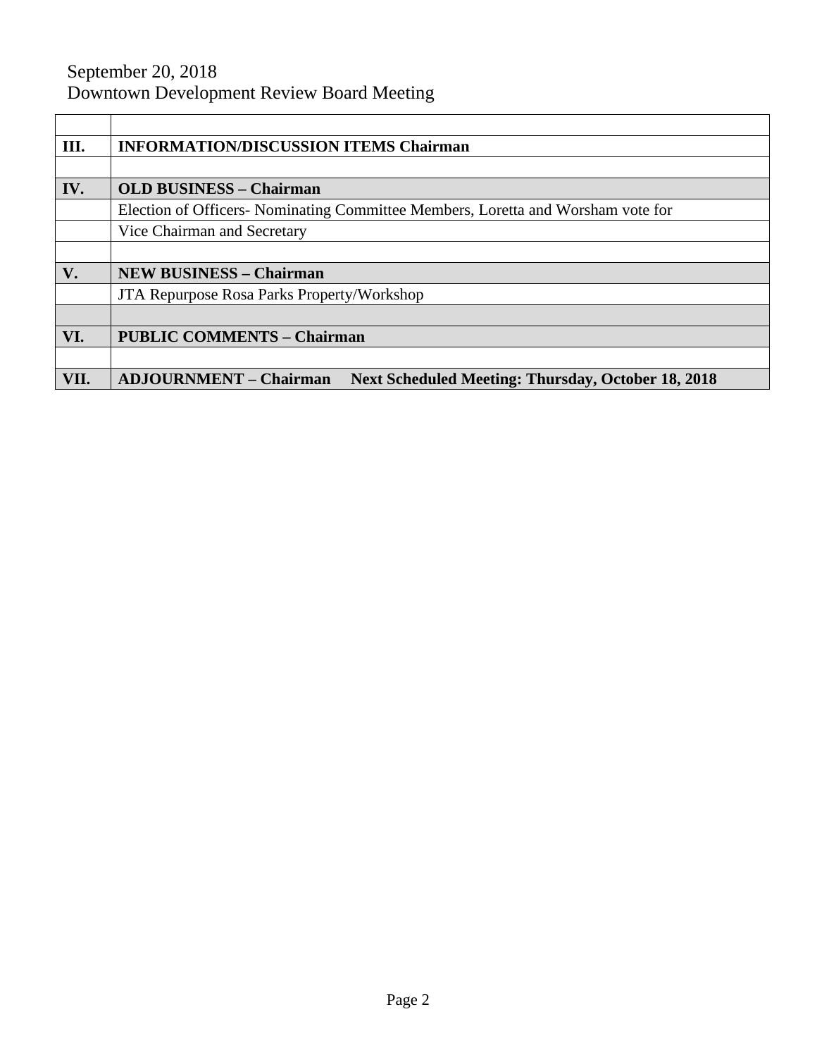September 20, 2018
Downtown Development Review Board Meeting

| | |
|---|---|
| **III.** | **INFORMATION/DISCUSSION ITEMS Chairman** |
| | |
| **IV.** | **OLD BUSINESS – Chairman** |
| | Election of Officers- Nominating Committee Members, Loretta and Worsham vote for |
| | Vice Chairman and Secretary |
| | |
| **V.** | **NEW BUSINESS – Chairman** |
| | JTA Repurpose Rosa Parks Property/Workshop |
| | |
| **VI.** | **PUBLIC COMMENTS – Chairman** |
| | |
| **VII.** | **ADJOURNMENT – Chairman Next Scheduled Meeting: Thursday, October 18, 2018** |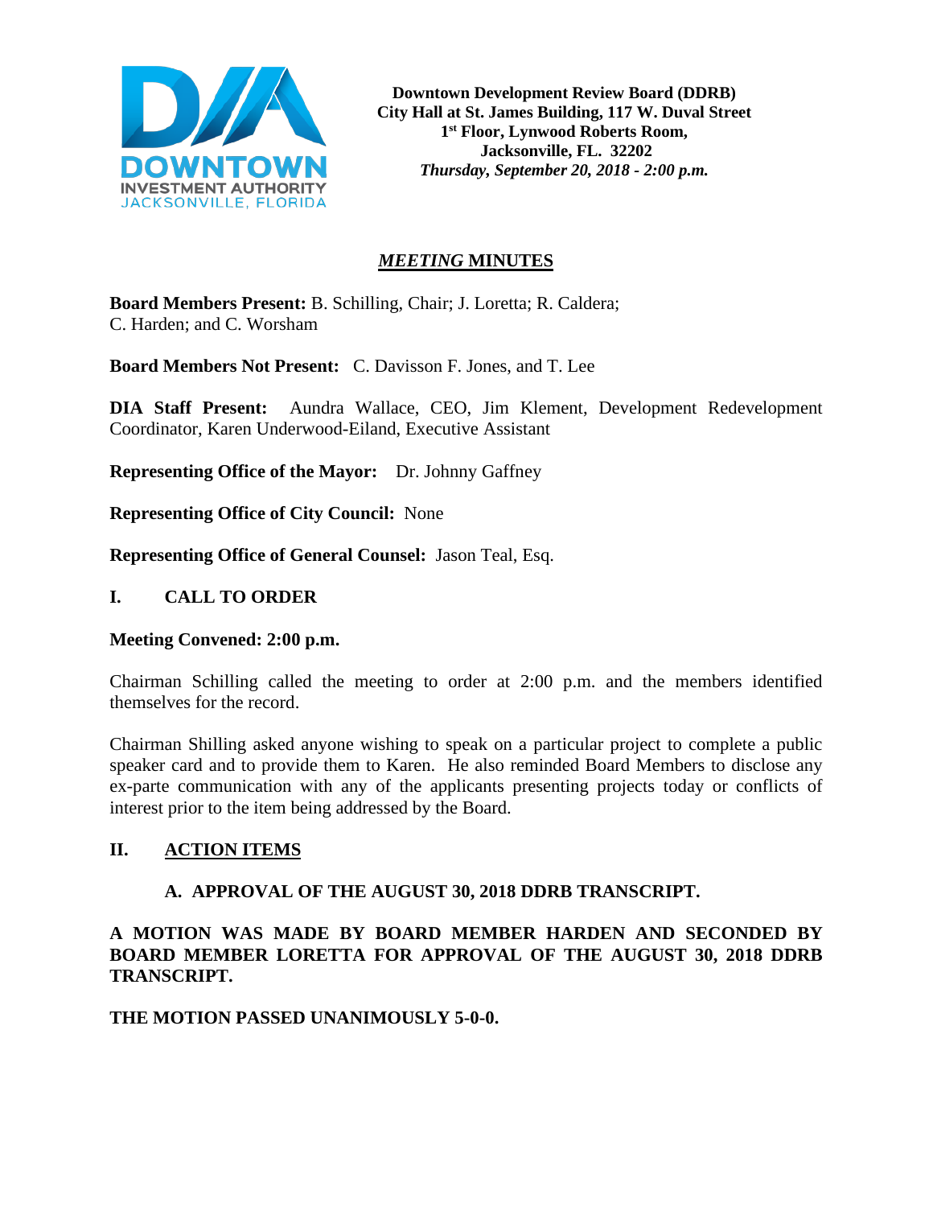**Downtown Development Review Board (DDRB)**
**City Hall at St. James Building, 117 W. Duval Street**
**1st Floor, Lynwood Roberts Room,**
**Jacksonville, FL. 32202**
***Thursday, September 20, 2018 - 2:00 p.m.***

# *MEETING* MINUTES

**Board Members Present:** B. Schilling, Chair; J. Loretta; R. Caldera; C. Harden; and C. Worsham

**Board Members Not Present:** C. Davisson F. Jones, and T. Lee

**DIA Staff Present:** Aundra Wallace, CEO, Jim Klement, Development Redevelopment Coordinator, Karen Underwood-Eiland, Executive Assistant

**Representing Office of the Mayor:** Dr. Johnny Gaffney

**Representing Office of City Council:** None

**Representing Office of General Counsel:** Jason Teal, Esq.

## I. CALL TO ORDER

**Meeting Convened: 2:00 p.m.**

Chairman Schilling called the meeting to order at 2:00 p.m. and the members identified themselves for the record.

Chairman Shilling asked anyone wishing to speak on a particular project to complete a public speaker card and to provide them to Karen. He also reminded Board Members to disclose any ex-parte communication with any of the applicants presenting projects today or conflicts of interest prior to the item being addressed by the Board.

## II. ACTION ITEMS

### A. APPROVAL OF THE AUGUST 30, 2018 DDRB TRANSCRIPT.

**A MOTION WAS MADE BY BOARD MEMBER HARDEN AND SECONDED BY BOARD MEMBER LORETTA FOR APPROVAL OF THE AUGUST 30, 2018 DDRB TRANSCRIPT.**

**THE MOTION PASSED UNANIMOUSLY 5-0-0.**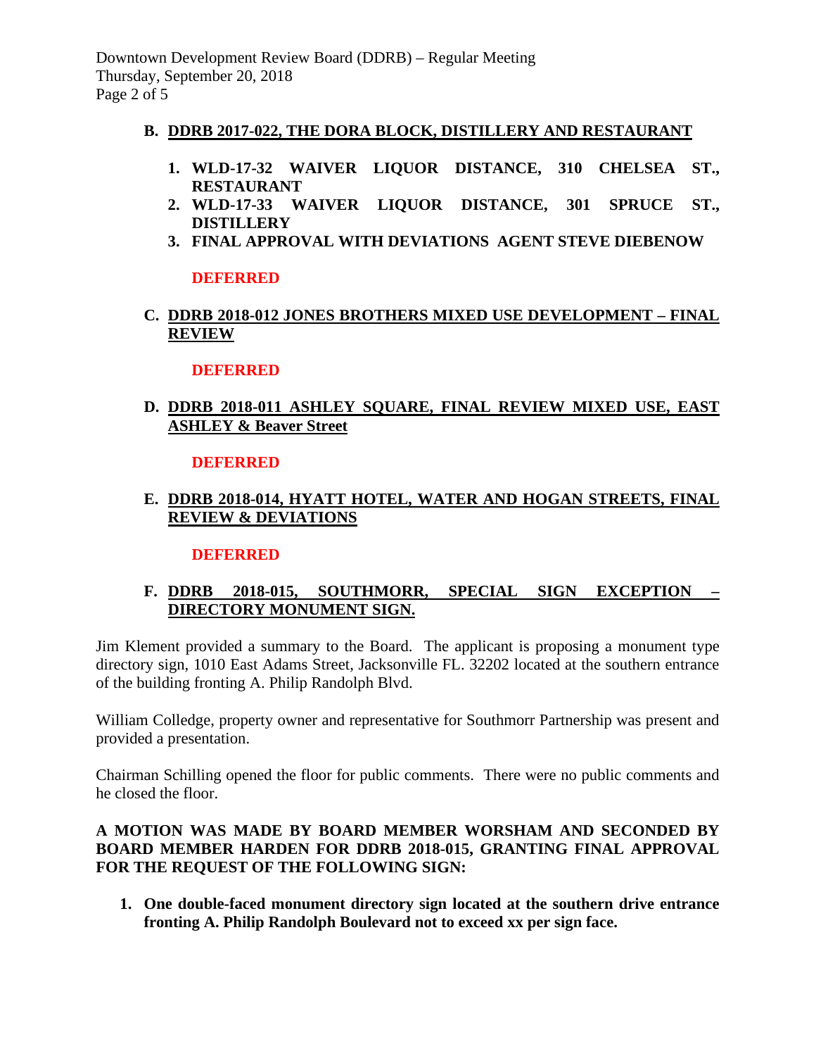**B. DDRB 2017-022, THE DORA BLOCK, DISTILLERY AND RESTAURANT**

1. **WLD-17-32 WAIVER LIQUOR DISTANCE, 310 CHELSEA ST., RESTAURANT**
2. **WLD-17-33 WAIVER LIQUOR DISTANCE, 301 SPRUCE ST., DISTILLERY**
3. **FINAL APPROVAL WITH DEVIATIONS AGENT STEVE DIEBENOW**

**DEFERRED**

**C. DDRB 2018-012 JONES BROTHERS MIXED USE DEVELOPMENT – FINAL REVIEW**

**DEFERRED**

**D. DDRB 2018-011 ASHLEY SQUARE, FINAL REVIEW MIXED USE, EAST ASHLEY & Beaver Street**

**DEFERRED**

**E. DDRB 2018-014, HYATT HOTEL, WATER AND HOGAN STREETS, FINAL REVIEW & DEVIATIONS**

**DEFERRED**

**F. DDRB 2018-015, SOUTHMORR, SPECIAL SIGN EXCEPTION – DIRECTORY MONUMENT SIGN.**

Jim Klement provided a summary to the Board. The applicant is proposing a monument type directory sign, 1010 East Adams Street, Jacksonville FL. 32202 located at the southern entrance of the building fronting A. Philip Randolph Blvd.

William Colledge, property owner and representative for Southmorr Partnership was present and provided a presentation.

Chairman Schilling opened the floor for public comments. There were no public comments and he closed the floor.

**A MOTION WAS MADE BY BOARD MEMBER WORSHAM AND SECONDED BY BOARD MEMBER HARDEN FOR DDRB 2018-015, GRANTING FINAL APPROVAL FOR THE REQUEST OF THE FOLLOWING SIGN:**

1. **One double-faced monument directory sign located at the southern drive entrance fronting A. Philip Randolph Boulevard not to exceed xx per sign face.**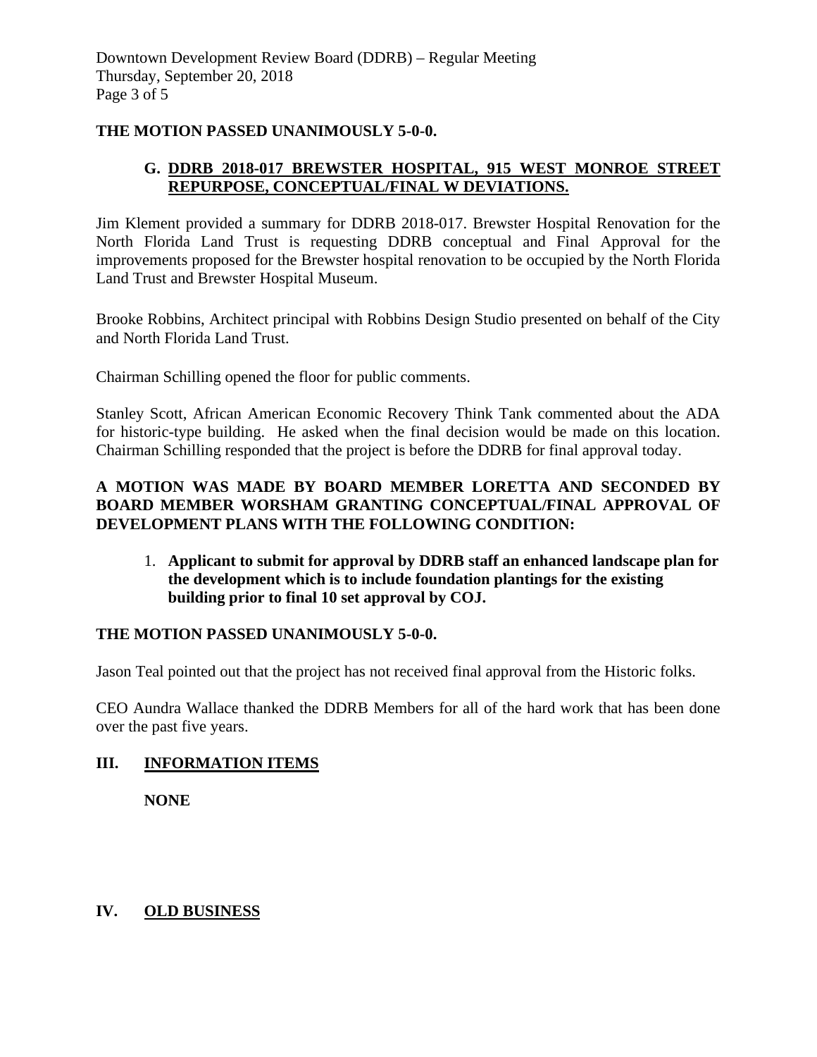**THE MOTION PASSED UNANIMOUSLY 5-0-0.**

**G. DDRB 2018-017 BREWSTER HOSPITAL, 915 WEST MONROE STREET REPURPOSE, CONCEPTUAL/FINAL W DEVIATIONS.**

Jim Klement provided a summary for DDRB 2018-017. Brewster Hospital Renovation for the North Florida Land Trust is requesting DDRB conceptual and Final Approval for the improvements proposed for the Brewster hospital renovation to be occupied by the North Florida Land Trust and Brewster Hospital Museum.

Brooke Robbins, Architect principal with Robbins Design Studio presented on behalf of the City and North Florida Land Trust.

Chairman Schilling opened the floor for public comments.

Stanley Scott, African American Economic Recovery Think Tank commented about the ADA for historic-type building. He asked when the final decision would be made on this location. Chairman Schilling responded that the project is before the DDRB for final approval today.

**A MOTION WAS MADE BY BOARD MEMBER LORETTA AND SECONDED BY BOARD MEMBER WORSHAM GRANTING CONCEPTUAL/FINAL APPROVAL OF DEVELOPMENT PLANS WITH THE FOLLOWING CONDITION:**

1. **Applicant to submit for approval by DDRB staff an enhanced landscape plan for the development which is to include foundation plantings for the existing building prior to final 10 set approval by COJ.**

**THE MOTION PASSED UNANIMOUSLY 5-0-0.**

Jason Teal pointed out that the project has not received final approval from the Historic folks.

CEO Aundra Wallace thanked the DDRB Members for all of the hard work that has been done over the past five years.

## III. INFORMATION ITEMS

**NONE**

## IV. OLD BUSINESS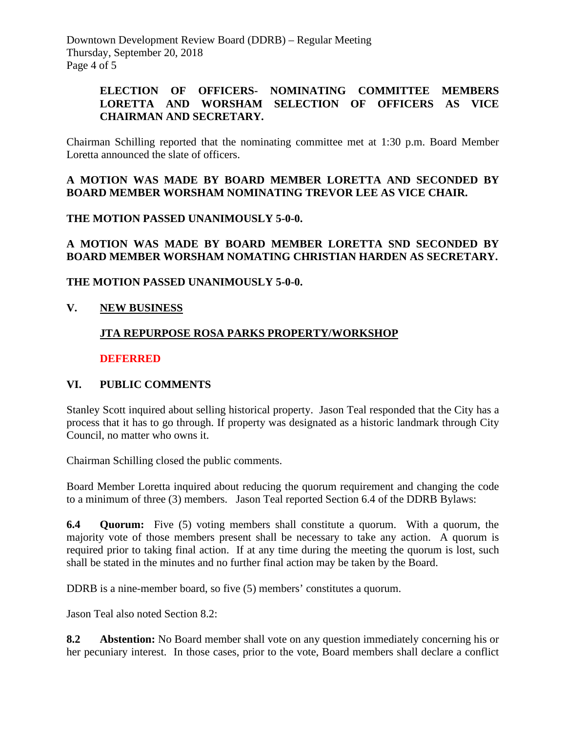**ELECTION OF OFFICERS- NOMINATING COMMITTEE MEMBERS LORETTA AND WORSHAM SELECTION OF OFFICERS AS VICE CHAIRMAN AND SECRETARY.**

Chairman Schilling reported that the nominating committee met at 1:30 p.m. Board Member Loretta announced the slate of officers.

**A MOTION WAS MADE BY BOARD MEMBER LORETTA AND SECONDED BY BOARD MEMBER WORSHAM NOMINATING TREVOR LEE AS VICE CHAIR.**

**THE MOTION PASSED UNANIMOUSLY 5-0-0.**

**A MOTION WAS MADE BY BOARD MEMBER LORETTA SND SECONDED BY BOARD MEMBER WORSHAM NOMATING CHRISTIAN HARDEN AS SECRETARY.**

**THE MOTION PASSED UNANIMOUSLY 5-0-0.**

## V. NEW BUSINESS

**JTA REPURPOSE ROSA PARKS PROPERTY/WORKSHOP**

**DEFERRED**

## VI. PUBLIC COMMENTS

Stanley Scott inquired about selling historical property. Jason Teal responded that the City has a process that it has to go through. If property was designated as a historic landmark through City Council, no matter who owns it.

Chairman Schilling closed the public comments.

Board Member Loretta inquired about reducing the quorum requirement and changing the code to a minimum of three (3) members. Jason Teal reported Section 6.4 of the DDRB Bylaws:

**6.4 Quorum:** Five (5) voting members shall constitute a quorum. With a quorum, the majority vote of those members present shall be necessary to take any action. A quorum is required prior to taking final action. If at any time during the meeting the quorum is lost, such shall be stated in the minutes and no further final action may be taken by the Board.

DDRB is a nine-member board, so five (5) members' constitutes a quorum.

Jason Teal also noted Section 8.2:

**8.2 Abstention:** No Board member shall vote on any question immediately concerning his or her pecuniary interest. In those cases, prior to the vote, Board members shall declare a conflict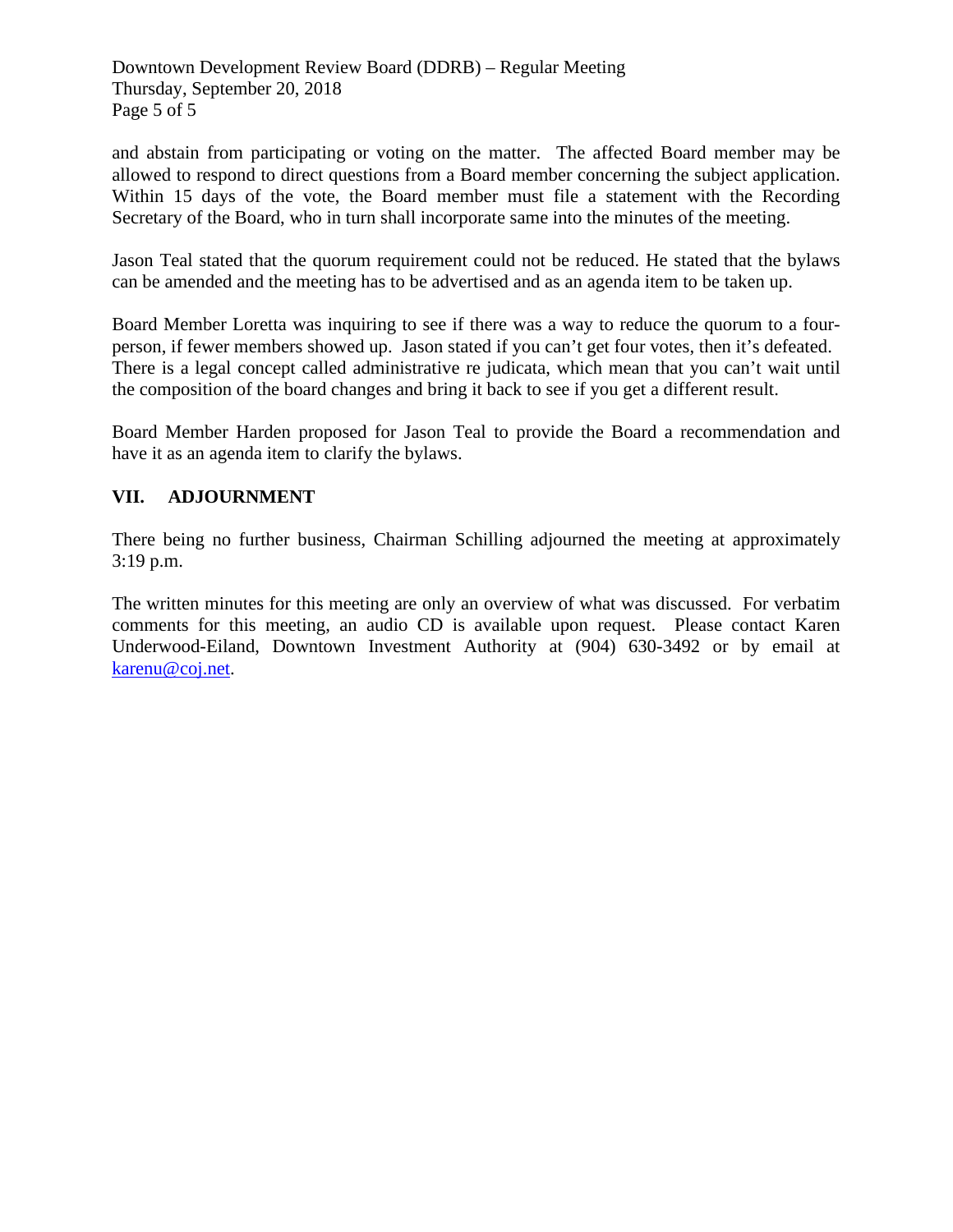and abstain from participating or voting on the matter. The affected Board member may be allowed to respond to direct questions from a Board member concerning the subject application. Within 15 days of the vote, the Board member must file a statement with the Recording Secretary of the Board, who in turn shall incorporate same into the minutes of the meeting.

Jason Teal stated that the quorum requirement could not be reduced. He stated that the bylaws can be amended and the meeting has to be advertised and as an agenda item to be taken up.

Board Member Loretta was inquiring to see if there was a way to reduce the quorum to a four-person, if fewer members showed up. Jason stated if you can't get four votes, then it's defeated. There is a legal concept called administrative re judicata, which mean that you can't wait until the composition of the board changes and bring it back to see if you get a different result.

Board Member Harden proposed for Jason Teal to provide the Board a recommendation and have it as an agenda item to clarify the bylaws.

## VII. ADJOURNMENT

There being no further business, Chairman Schilling adjourned the meeting at approximately 3:19 p.m.

The written minutes for this meeting are only an overview of what was discussed. For verbatim comments for this meeting, an audio CD is available upon request. Please contact Karen Underwood-Eiland, Downtown Investment Authority at (904) 630-3492 or by email at karenu@coj.net.